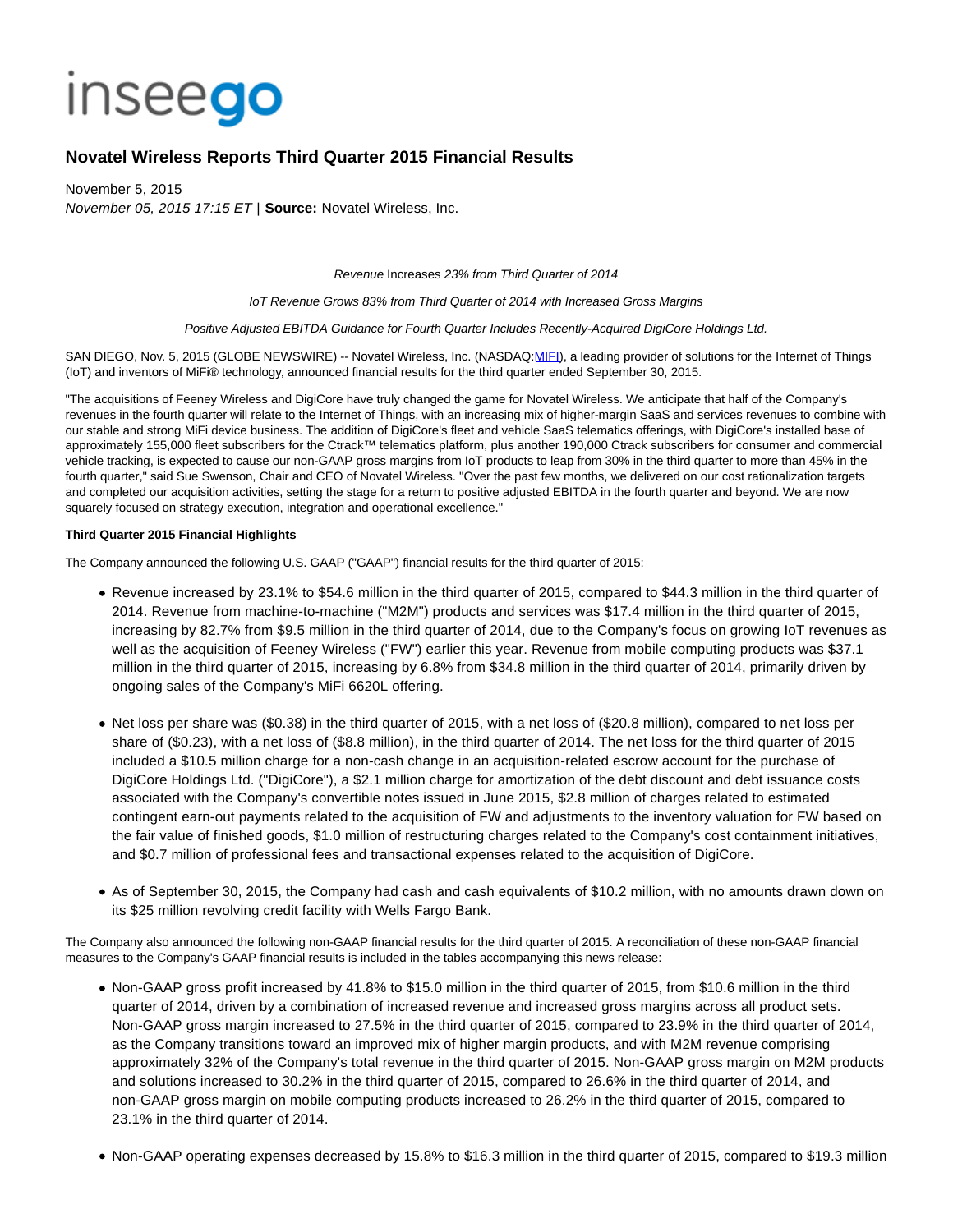inseego

# Novatel Wireless Reports Third Quarter 2015 Financial Results

November 5, 2015

*November 05, 2015 17:15 ET* | **Source:** Novatel Wireless, Inc.

*Revenue* Increases *23% from Third Quarter of 2014*

*IoT Revenue Grows 83% from Third Quarter of 2014 with Increased Gross Margins*

*Positive Adjusted EBITDA Guidance for Fourth Quarter Includes Recently-Acquired DigiCore Holdings Ltd.*

SAN DIEGO, Nov. 5, 2015 (GLOBE NEWSWIRE) -- Novatel Wireless, Inc. (NASDAQ:MIFI), a leading provider of solutions for the Internet of Things (IoT) and inventors of MiFi® technology, announced financial results for the third quarter ended September 30, 2015.

"The acquisitions of Feeney Wireless and DigiCore have truly changed the game for Novatel Wireless. We anticipate that half of the Company's revenues in the fourth quarter will relate to the Internet of Things, with an increasing mix of higher-margin SaaS and services revenues to combine with our stable and strong MiFi device business. The addition of DigiCore's fleet and vehicle SaaS telematics offerings, with DigiCore's installed base of approximately 155,000 fleet subscribers for the Ctrack™ telematics platform, plus another 190,000 Ctrack subscribers for consumer and commercial vehicle tracking, is expected to cause our non-GAAP gross margins from IoT products to leap from 30% in the third quarter to more than 45% in the fourth quarter," said Sue Swenson, Chair and CEO of Novatel Wireless. "Over the past few months, we delivered on our cost rationalization targets and completed our acquisition activities, setting the stage for a return to positive adjusted EBITDA in the fourth quarter and beyond. We are now squarely focused on strategy execution, integration and operational excellence."

**Third Quarter 2015 Financial Highlights**

The Company announced the following U.S. GAAP ("GAAP") financial results for the third quarter of 2015:

- Revenue increased by 23.1% to $54.6 million in the third quarter of 2015, compared to $44.3 million in the third quarter of 2014. Revenue from machine-to-machine ("M2M") products and services was $17.4 million in the third quarter of 2015, increasing by 82.7% from $9.5 million in the third quarter of 2014, due to the Company's focus on growing IoT revenues as well as the acquisition of Feeney Wireless ("FW") earlier this year. Revenue from mobile computing products was $37.1 million in the third quarter of 2015, increasing by 6.8% from $34.8 million in the third quarter of 2014, primarily driven by ongoing sales of the Company's MiFi 6620L offering.

- Net loss per share was ($0.38) in the third quarter of 2015, with a net loss of ($20.8 million), compared to net loss per share of ($0.23), with a net loss of ($8.8 million), in the third quarter of 2014. The net loss for the third quarter of 2015 included a $10.5 million charge for a non-cash change in an acquisition-related escrow account for the purchase of DigiCore Holdings Ltd. ("DigiCore"), a $2.1 million charge for amortization of the debt discount and debt issuance costs associated with the Company's convertible notes issued in June 2015, $2.8 million of charges related to estimated contingent earn-out payments related to the acquisition of FW and adjustments to the inventory valuation for FW based on the fair value of finished goods, $1.0 million of restructuring charges related to the Company's cost containment initiatives, and $0.7 million of professional fees and transactional expenses related to the acquisition of DigiCore.

- As of September 30, 2015, the Company had cash and cash equivalents of $10.2 million, with no amounts drawn down on its $25 million revolving credit facility with Wells Fargo Bank.

The Company also announced the following non-GAAP financial results for the third quarter of 2015. A reconciliation of these non-GAAP financial measures to the Company's GAAP financial results is included in the tables accompanying this news release:

- Non-GAAP gross profit increased by 41.8% to $15.0 million in the third quarter of 2015, from $10.6 million in the third quarter of 2014, driven by a combination of increased revenue and increased gross margins across all product sets. Non-GAAP gross margin increased to 27.5% in the third quarter of 2015, compared to 23.9% in the third quarter of 2014, as the Company transitions toward an improved mix of higher margin products, and with M2M revenue comprising approximately 32% of the Company's total revenue in the third quarter of 2015. Non-GAAP gross margin on M2M products and solutions increased to 30.2% in the third quarter of 2015, compared to 26.6% in the third quarter of 2014, and non-GAAP gross margin on mobile computing products increased to 26.2% in the third quarter of 2015, compared to 23.1% in the third quarter of 2014.

- Non-GAAP operating expenses decreased by 15.8% to $16.3 million in the third quarter of 2015, compared to $19.3 million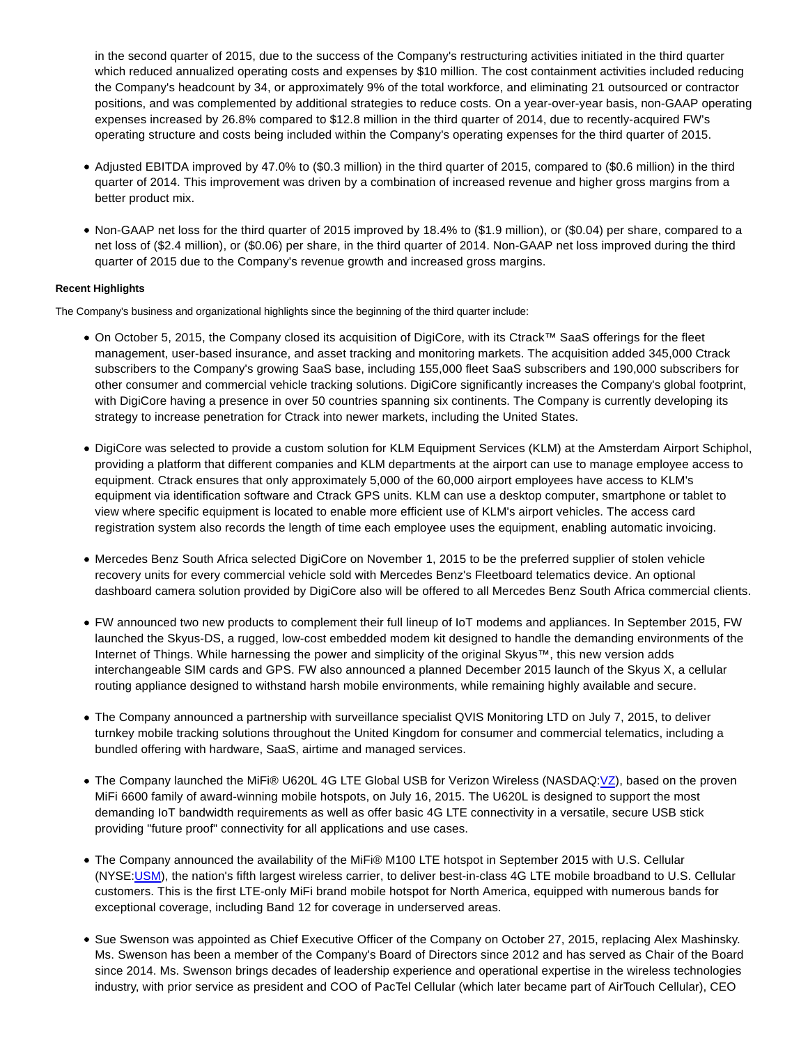in the second quarter of 2015, due to the success of the Company's restructuring activities initiated in the third quarter which reduced annualized operating costs and expenses by $10 million. The cost containment activities included reducing the Company's headcount by 34, or approximately 9% of the total workforce, and eliminating 21 outsourced or contractor positions, and was complemented by additional strategies to reduce costs. On a year-over-year basis, non-GAAP operating expenses increased by 26.8% compared to $12.8 million in the third quarter of 2014, due to recently-acquired FW's operating structure and costs being included within the Company's operating expenses for the third quarter of 2015.

- Adjusted EBITDA improved by 47.0% to ($0.3 million) in the third quarter of 2015, compared to ($0.6 million) in the third quarter of 2014. This improvement was driven by a combination of increased revenue and higher gross margins from a better product mix.

- Non-GAAP net loss for the third quarter of 2015 improved by 18.4% to ($1.9 million), or ($0.04) per share, compared to a net loss of ($2.4 million), or ($0.06) per share, in the third quarter of 2014. Non-GAAP net loss improved during the third quarter of 2015 due to the Company's revenue growth and increased gross margins.

**Recent Highlights**

The Company's business and organizational highlights since the beginning of the third quarter include:

- On October 5, 2015, the Company closed its acquisition of DigiCore, with its Ctrack™ SaaS offerings for the fleet management, user-based insurance, and asset tracking and monitoring markets. The acquisition added 345,000 Ctrack subscribers to the Company's growing SaaS base, including 155,000 fleet SaaS subscribers and 190,000 subscribers for other consumer and commercial vehicle tracking solutions. DigiCore significantly increases the Company's global footprint, with DigiCore having a presence in over 50 countries spanning six continents. The Company is currently developing its strategy to increase penetration for Ctrack into newer markets, including the United States.

- DigiCore was selected to provide a custom solution for KLM Equipment Services (KLM) at the Amsterdam Airport Schiphol, providing a platform that different companies and KLM departments at the airport can use to manage employee access to equipment. Ctrack ensures that only approximately 5,000 of the 60,000 airport employees have access to KLM's equipment via identification software and Ctrack GPS units. KLM can use a desktop computer, smartphone or tablet to view where specific equipment is located to enable more efficient use of KLM's airport vehicles. The access card registration system also records the length of time each employee uses the equipment, enabling automatic invoicing.

- Mercedes Benz South Africa selected DigiCore on November 1, 2015 to be the preferred supplier of stolen vehicle recovery units for every commercial vehicle sold with Mercedes Benz's Fleetboard telematics device. An optional dashboard camera solution provided by DigiCore also will be offered to all Mercedes Benz South Africa commercial clients.

- FW announced two new products to complement their full lineup of IoT modems and appliances. In September 2015, FW launched the Skyus-DS, a rugged, low-cost embedded modem kit designed to handle the demanding environments of the Internet of Things. While harnessing the power and simplicity of the original Skyus™, this new version adds interchangeable SIM cards and GPS. FW also announced a planned December 2015 launch of the Skyus X, a cellular routing appliance designed to withstand harsh mobile environments, while remaining highly available and secure.

- The Company announced a partnership with surveillance specialist QVIS Monitoring LTD on July 7, 2015, to deliver turnkey mobile tracking solutions throughout the United Kingdom for consumer and commercial telematics, including a bundled offering with hardware, SaaS, airtime and managed services.

- The Company launched the MiFi® U620L 4G LTE Global USB for Verizon Wireless (NASDAQ:VZ), based on the proven MiFi 6600 family of award-winning mobile hotspots, on July 16, 2015. The U620L is designed to support the most demanding IoT bandwidth requirements as well as offer basic 4G LTE connectivity in a versatile, secure USB stick providing "future proof" connectivity for all applications and use cases.

- The Company announced the availability of the MiFi® M100 LTE hotspot in September 2015 with U.S. Cellular (NYSE:USM), the nation's fifth largest wireless carrier, to deliver best-in-class 4G LTE mobile broadband to U.S. Cellular customers. This is the first LTE-only MiFi brand mobile hotspot for North America, equipped with numerous bands for exceptional coverage, including Band 12 for coverage in underserved areas.

- Sue Swenson was appointed as Chief Executive Officer of the Company on October 27, 2015, replacing Alex Mashinsky. Ms. Swenson has been a member of the Company's Board of Directors since 2012 and has served as Chair of the Board since 2014. Ms. Swenson brings decades of leadership experience and operational expertise in the wireless technologies industry, with prior service as president and COO of PacTel Cellular (which later became part of AirTouch Cellular), CEO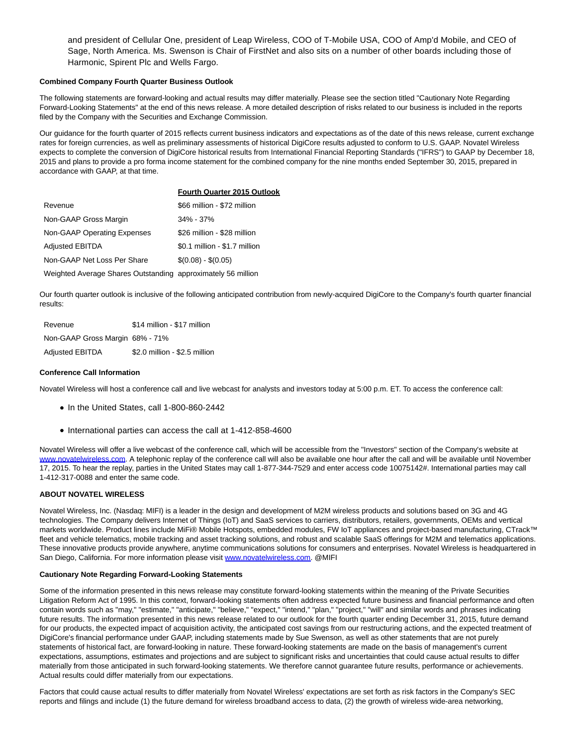and president of Cellular One, president of Leap Wireless, COO of T-Mobile USA, COO of Amp'd Mobile, and CEO of Sage, North America. Ms. Swenson is Chair of FirstNet and also sits on a number of other boards including those of Harmonic, Spirent Plc and Wells Fargo.

**Combined Company Fourth Quarter Business Outlook**

The following statements are forward-looking and actual results may differ materially. Please see the section titled "Cautionary Note Regarding Forward-Looking Statements" at the end of this news release. A more detailed description of risks related to our business is included in the reports filed by the Company with the Securities and Exchange Commission.

Our guidance for the fourth quarter of 2015 reflects current business indicators and expectations as of the date of this news release, current exchange rates for foreign currencies, as well as preliminary assessments of historical DigiCore results adjusted to conform to U.S. GAAP. Novatel Wireless expects to complete the conversion of DigiCore historical results from International Financial Reporting Standards ("IFRS") to GAAP by December 18, 2015 and plans to provide a pro forma income statement for the combined company for the nine months ended September 30, 2015, prepared in accordance with GAAP, at that time.

| | **Fourth Quarter 2015 Outlook** |
|---|---|
| Revenue | $66 million - $72 million |
| Non-GAAP Gross Margin | 34% - 37% |
| Non-GAAP Operating Expenses | $26 million - $28 million |
| Adjusted EBITDA | $0.1 million - $1.7 million |
| Non-GAAP Net Loss Per Share | $(0.08) - $(0.05) |
| Weighted Average Shares Outstanding | approximately 56 million |

Our fourth quarter outlook is inclusive of the following anticipated contribution from newly-acquired DigiCore to the Company's fourth quarter financial results:

| | |
|---|---|
| Revenue | $14 million - $17 million |
| Non-GAAP Gross Margin | 68% - 71% |
| Adjusted EBITDA | $2.0 million - $2.5 million |

**Conference Call Information**

Novatel Wireless will host a conference call and live webcast for analysts and investors today at 5:00 p.m. ET. To access the conference call:

- In the United States, call 1-800-860-2442
- International parties can access the call at 1-412-858-4600

Novatel Wireless will offer a live webcast of the conference call, which will be accessible from the "Investors" section of the Company's website at www.novatelwireless.com. A telephonic replay of the conference call will also be available one hour after the call and will be available until November 17, 2015. To hear the replay, parties in the United States may call 1-877-344-7529 and enter access code 10075142#. International parties may call 1-412-317-0088 and enter the same code.

**ABOUT NOVATEL WIRELESS**

Novatel Wireless, Inc. (Nasdaq: MIFI) is a leader in the design and development of M2M wireless products and solutions based on 3G and 4G technologies. The Company delivers Internet of Things (IoT) and SaaS services to carriers, distributors, retailers, governments, OEMs and vertical markets worldwide. Product lines include MiFi® Mobile Hotspots, embedded modules, FW IoT appliances and project-based manufacturing, CTrack™ fleet and vehicle telematics, mobile tracking and asset tracking solutions, and robust and scalable SaaS offerings for M2M and telematics applications. These innovative products provide anywhere, anytime communications solutions for consumers and enterprises. Novatel Wireless is headquartered in San Diego, California. For more information please visit www.novatelwireless.com. @MIFI

**Cautionary Note Regarding Forward-Looking Statements**

Some of the information presented in this news release may constitute forward-looking statements within the meaning of the Private Securities Litigation Reform Act of 1995. In this context, forward-looking statements often address expected future business and financial performance and often contain words such as "may," "estimate," "anticipate," "believe," "expect," "intend," "plan," "project," "will" and similar words and phrases indicating future results. The information presented in this news release related to our outlook for the fourth quarter ending December 31, 2015, future demand for our products, the expected impact of acquisition activity, the anticipated cost savings from our restructuring actions, and the expected treatment of DigiCore's financial performance under GAAP, including statements made by Sue Swenson, as well as other statements that are not purely statements of historical fact, are forward-looking in nature. These forward-looking statements are made on the basis of management's current expectations, assumptions, estimates and projections and are subject to significant risks and uncertainties that could cause actual results to differ materially from those anticipated in such forward-looking statements. We therefore cannot guarantee future results, performance or achievements. Actual results could differ materially from our expectations.

Factors that could cause actual results to differ materially from Novatel Wireless' expectations are set forth as risk factors in the Company's SEC reports and filings and include (1) the future demand for wireless broadband access to data, (2) the growth of wireless wide-area networking,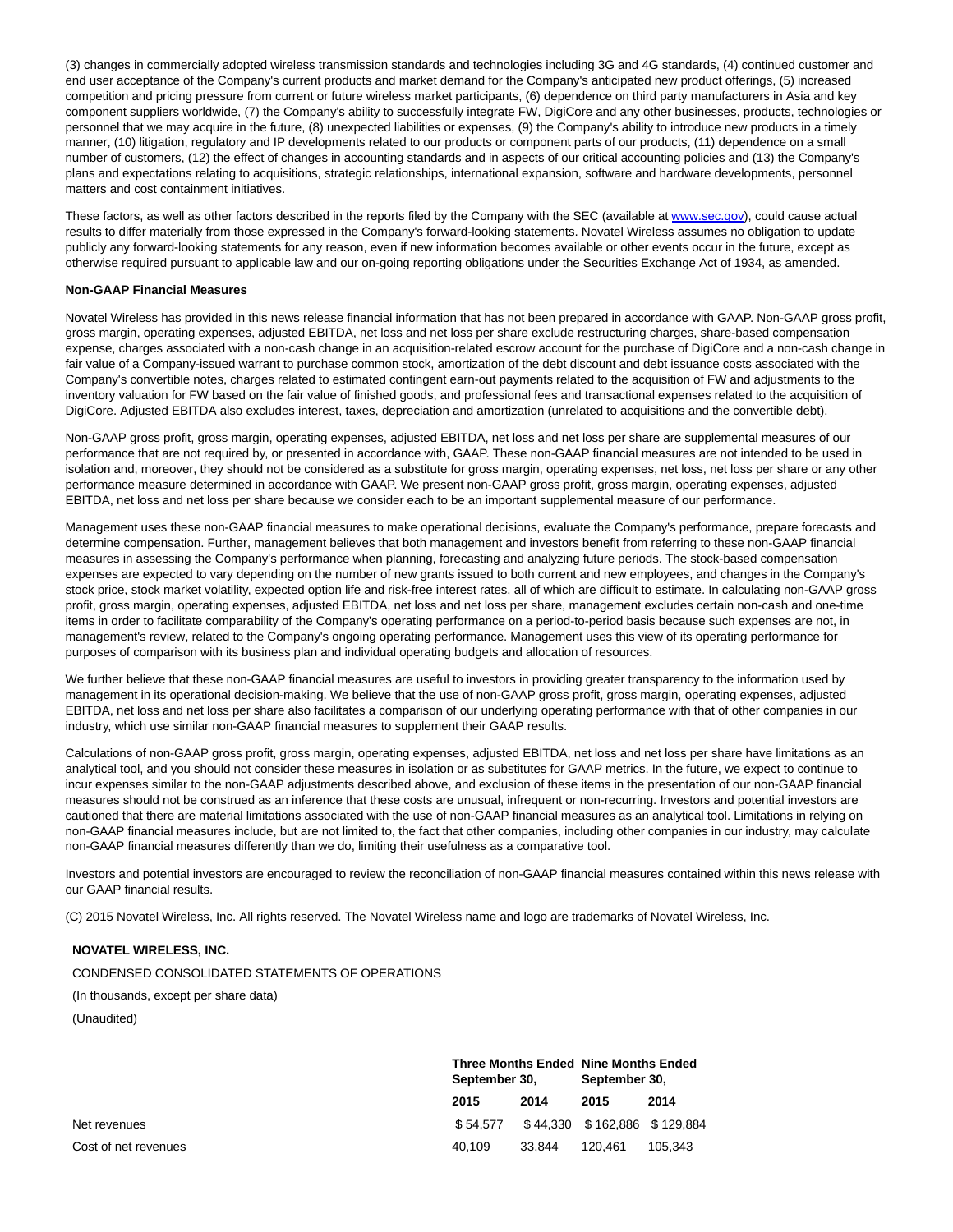(3) changes in commercially adopted wireless transmission standards and technologies including 3G and 4G standards, (4) continued customer and end user acceptance of the Company's current products and market demand for the Company's anticipated new product offerings, (5) increased competition and pricing pressure from current or future wireless market participants, (6) dependence on third party manufacturers in Asia and key component suppliers worldwide, (7) the Company's ability to successfully integrate FW, DigiCore and any other businesses, products, technologies or personnel that we may acquire in the future, (8) unexpected liabilities or expenses, (9) the Company's ability to introduce new products in a timely manner, (10) litigation, regulatory and IP developments related to our products or component parts of our products, (11) dependence on a small number of customers, (12) the effect of changes in accounting standards and in aspects of our critical accounting policies and (13) the Company's plans and expectations relating to acquisitions, strategic relationships, international expansion, software and hardware developments, personnel matters and cost containment initiatives.

These factors, as well as other factors described in the reports filed by the Company with the SEC (available at www.sec.gov), could cause actual results to differ materially from those expressed in the Company's forward-looking statements. Novatel Wireless assumes no obligation to update publicly any forward-looking statements for any reason, even if new information becomes available or other events occur in the future, except as otherwise required pursuant to applicable law and our on-going reporting obligations under the Securities Exchange Act of 1934, as amended.

**Non-GAAP Financial Measures**

Novatel Wireless has provided in this news release financial information that has not been prepared in accordance with GAAP. Non-GAAP gross profit, gross margin, operating expenses, adjusted EBITDA, net loss and net loss per share exclude restructuring charges, share-based compensation expense, charges associated with a non-cash change in an acquisition-related escrow account for the purchase of DigiCore and a non-cash change in fair value of a Company-issued warrant to purchase common stock, amortization of the debt discount and debt issuance costs associated with the Company's convertible notes, charges related to estimated contingent earn-out payments related to the acquisition of FW and adjustments to the inventory valuation for FW based on the fair value of finished goods, and professional fees and transactional expenses related to the acquisition of DigiCore. Adjusted EBITDA also excludes interest, taxes, depreciation and amortization (unrelated to acquisitions and the convertible debt).

Non-GAAP gross profit, gross margin, operating expenses, adjusted EBITDA, net loss and net loss per share are supplemental measures of our performance that are not required by, or presented in accordance with, GAAP. These non-GAAP financial measures are not intended to be used in isolation and, moreover, they should not be considered as a substitute for gross margin, operating expenses, net loss, net loss per share or any other performance measure determined in accordance with GAAP. We present non-GAAP gross profit, gross margin, operating expenses, adjusted EBITDA, net loss and net loss per share because we consider each to be an important supplemental measure of our performance.

Management uses these non-GAAP financial measures to make operational decisions, evaluate the Company's performance, prepare forecasts and determine compensation. Further, management believes that both management and investors benefit from referring to these non-GAAP financial measures in assessing the Company's performance when planning, forecasting and analyzing future periods. The stock-based compensation expenses are expected to vary depending on the number of new grants issued to both current and new employees, and changes in the Company's stock price, stock market volatility, expected option life and risk-free interest rates, all of which are difficult to estimate. In calculating non-GAAP gross profit, gross margin, operating expenses, adjusted EBITDA, net loss and net loss per share, management excludes certain non-cash and one-time items in order to facilitate comparability of the Company's operating performance on a period-to-period basis because such expenses are not, in management's review, related to the Company's ongoing operating performance. Management uses this view of its operating performance for purposes of comparison with its business plan and individual operating budgets and allocation of resources.

We further believe that these non-GAAP financial measures are useful to investors in providing greater transparency to the information used by management in its operational decision-making. We believe that the use of non-GAAP gross profit, gross margin, operating expenses, adjusted EBITDA, net loss and net loss per share also facilitates a comparison of our underlying operating performance with that of other companies in our industry, which use similar non-GAAP financial measures to supplement their GAAP results.

Calculations of non-GAAP gross profit, gross margin, operating expenses, adjusted EBITDA, net loss and net loss per share have limitations as an analytical tool, and you should not consider these measures in isolation or as substitutes for GAAP metrics. In the future, we expect to continue to incur expenses similar to the non-GAAP adjustments described above, and exclusion of these items in the presentation of our non-GAAP financial measures should not be construed as an inference that these costs are unusual, infrequent or non-recurring. Investors and potential investors are cautioned that there are material limitations associated with the use of non-GAAP financial measures as an analytical tool. Limitations in relying on non-GAAP financial measures include, but are not limited to, the fact that other companies, including other companies in our industry, may calculate non-GAAP financial measures differently than we do, limiting their usefulness as a comparative tool.

Investors and potential investors are encouraged to review the reconciliation of non-GAAP financial measures contained within this news release with our GAAP financial results.

(C) 2015 Novatel Wireless, Inc. All rights reserved. The Novatel Wireless name and logo are trademarks of Novatel Wireless, Inc.

**NOVATEL WIRELESS, INC.**

CONDENSED CONSOLIDATED STATEMENTS OF OPERATIONS

(In thousands, except per share data)

(Unaudited)

| | **Three Months Ended September 30,** | | **Nine Months Ended September 30,** | |
|---|---|---|---|---|
| | **2015** | **2014** | **2015** | **2014** |
| Net revenues | $ 54,577 | $ 44,330 | $ 162,886 | $ 129,884 |
| Cost of net revenues | 40,109 | 33,844 | 120,461 | 105,343 |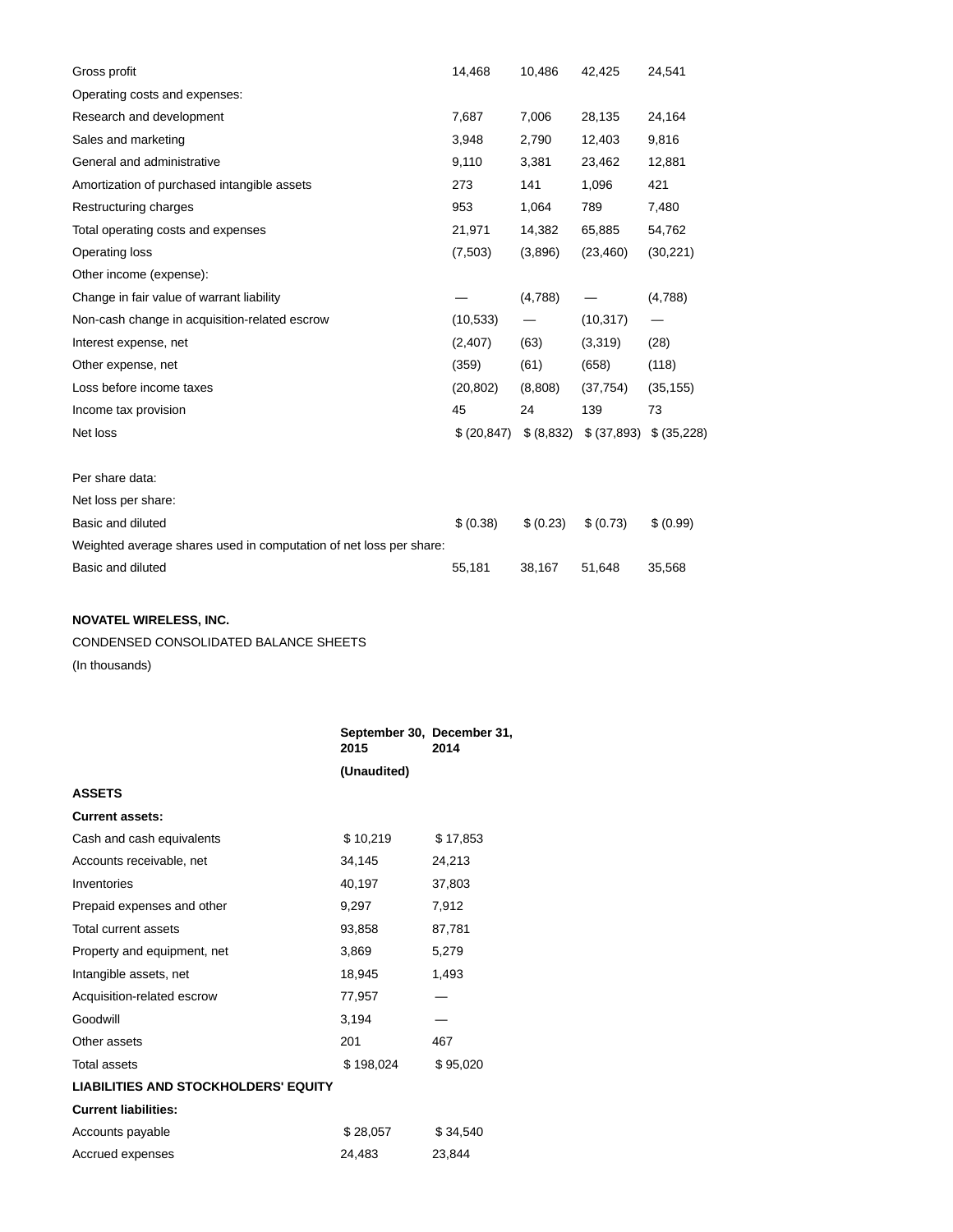| | | | | |
|---|---|---|---|---|
| Gross profit | 14,468 | 10,486 | 42,425 | 24,541 |
| Operating costs and expenses: | | | | |
| Research and development | 7,687 | 7,006 | 28,135 | 24,164 |
| Sales and marketing | 3,948 | 2,790 | 12,403 | 9,816 |
| General and administrative | 9,110 | 3,381 | 23,462 | 12,881 |
| Amortization of purchased intangible assets | 273 | 141 | 1,096 | 421 |
| Restructuring charges | 953 | 1,064 | 789 | 7,480 |
| Total operating costs and expenses | 21,971 | 14,382 | 65,885 | 54,762 |
| Operating loss | (7,503) | (3,896) | (23,460) | (30,221) |
| Other income (expense): | | | | |
| Change in fair value of warrant liability | — | (4,788) | — | (4,788) |
| Non-cash change in acquisition-related escrow | (10,533) | — | (10,317) | — |
| Interest expense, net | (2,407) | (63) | (3,319) | (28) |
| Other expense, net | (359) | (61) | (658) | (118) |
| Loss before income taxes | (20,802) | (8,808) | (37,754) | (35,155) |
| Income tax provision | 45 | 24 | 139 | 73 |
| Net loss | $ (20,847) | $ (8,832) | $ (37,893) | $ (35,228) |
| | | | | |
| Per share data: | | | | |
| Net loss per share: | | | | |
| Basic and diluted | $ (0.38) | $ (0.23) | $ (0.73) | $ (0.99) |
| Weighted average shares used in computation of net loss per share: | | | | |
| Basic and diluted | 55,181 | 38,167 | 51,648 | 35,568 |

**NOVATEL WIRELESS, INC.**

CONDENSED CONSOLIDATED BALANCE SHEETS

(In thousands)

| | September 30, 2015 | December 31, 2014 |
|---|---|---|
| | (Unaudited) | |
| **ASSETS** | | |
| **Current assets:** | | |
| Cash and cash equivalents | $ 10,219 | $ 17,853 |
| Accounts receivable, net | 34,145 | 24,213 |
| Inventories | 40,197 | 37,803 |
| Prepaid expenses and other | 9,297 | 7,912 |
| Total current assets | 93,858 | 87,781 |
| Property and equipment, net | 3,869 | 5,279 |
| Intangible assets, net | 18,945 | 1,493 |
| Acquisition-related escrow | 77,957 | — |
| Goodwill | 3,194 | — |
| Other assets | 201 | 467 |
| Total assets | $ 198,024 | $ 95,020 |
| **LIABILITIES AND STOCKHOLDERS' EQUITY** | | |
| **Current liabilities:** | | |
| Accounts payable | $ 28,057 | $ 34,540 |
| Accrued expenses | 24,483 | 23,844 |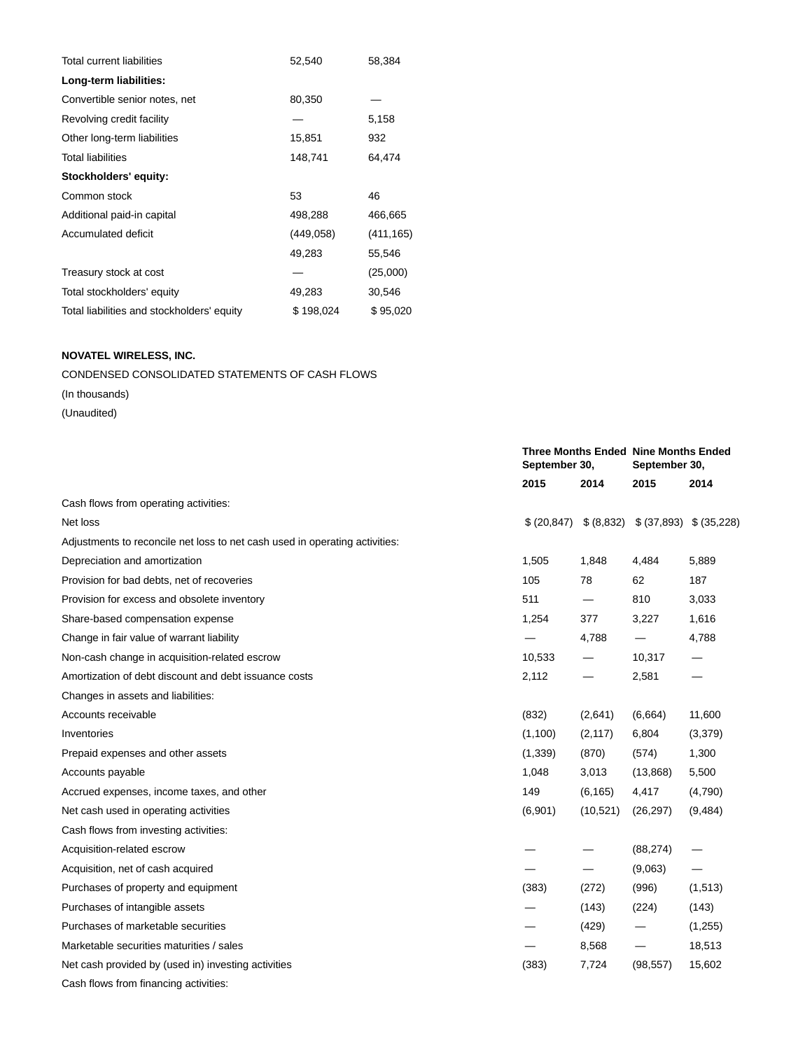| | | |
|---|---|---|
| Total current liabilities | 52,540 | 58,384 |
| **Long-term liabilities:** | | |
| Convertible senior notes, net | 80,350 | — |
| Revolving credit facility | — | 5,158 |
| Other long-term liabilities | 15,851 | 932 |
| Total liabilities | 148,741 | 64,474 |
| **Stockholders' equity:** | | |
| Common stock | 53 | 46 |
| Additional paid-in capital | 498,288 | 466,665 |
| Accumulated deficit | (449,058) | (411,165) |
| | 49,283 | 55,546 |
| Treasury stock at cost | — | (25,000) |
| Total stockholders' equity | 49,283 | 30,546 |
| Total liabilities and stockholders' equity | $ 198,024 | $ 95,020 |

**NOVATEL WIRELESS, INC.**

CONDENSED CONSOLIDATED STATEMENTS OF CASH FLOWS

(In thousands)

(Unaudited)

| | **Three Months Ended September 30,** | | **Nine Months Ended September 30,** | |
|---|---|---|---|---|
| | **2015** | **2014** | **2015** | **2014** |
| Cash flows from operating activities: | | | | |
| Net loss | $ (20,847) | $ (8,832) | $ (37,893) | $ (35,228) |
| Adjustments to reconcile net loss to net cash used in operating activities: | | | | |
| Depreciation and amortization | 1,505 | 1,848 | 4,484 | 5,889 |
| Provision for bad debts, net of recoveries | 105 | 78 | 62 | 187 |
| Provision for excess and obsolete inventory | 511 | — | 810 | 3,033 |
| Share-based compensation expense | 1,254 | 377 | 3,227 | 1,616 |
| Change in fair value of warrant liability | — | 4,788 | — | 4,788 |
| Non-cash change in acquisition-related escrow | 10,533 | — | 10,317 | — |
| Amortization of debt discount and debt issuance costs | 2,112 | — | 2,581 | — |
| Changes in assets and liabilities: | | | | |
| Accounts receivable | (832) | (2,641) | (6,664) | 11,600 |
| Inventories | (1,100) | (2,117) | 6,804 | (3,379) |
| Prepaid expenses and other assets | (1,339) | (870) | (574) | 1,300 |
| Accounts payable | 1,048 | 3,013 | (13,868) | 5,500 |
| Accrued expenses, income taxes, and other | 149 | (6,165) | 4,417 | (4,790) |
| Net cash used in operating activities | (6,901) | (10,521) | (26,297) | (9,484) |
| Cash flows from investing activities: | | | | |
| Acquisition-related escrow | — | — | (88,274) | — |
| Acquisition, net of cash acquired | — | — | (9,063) | — |
| Purchases of property and equipment | (383) | (272) | (996) | (1,513) |
| Purchases of intangible assets | — | (143) | (224) | (143) |
| Purchases of marketable securities | — | (429) | — | (1,255) |
| Marketable securities maturities / sales | — | 8,568 | — | 18,513 |
| Net cash provided by (used in) investing activities | (383) | 7,724 | (98,557) | 15,602 |
| Cash flows from financing activities: | | | | |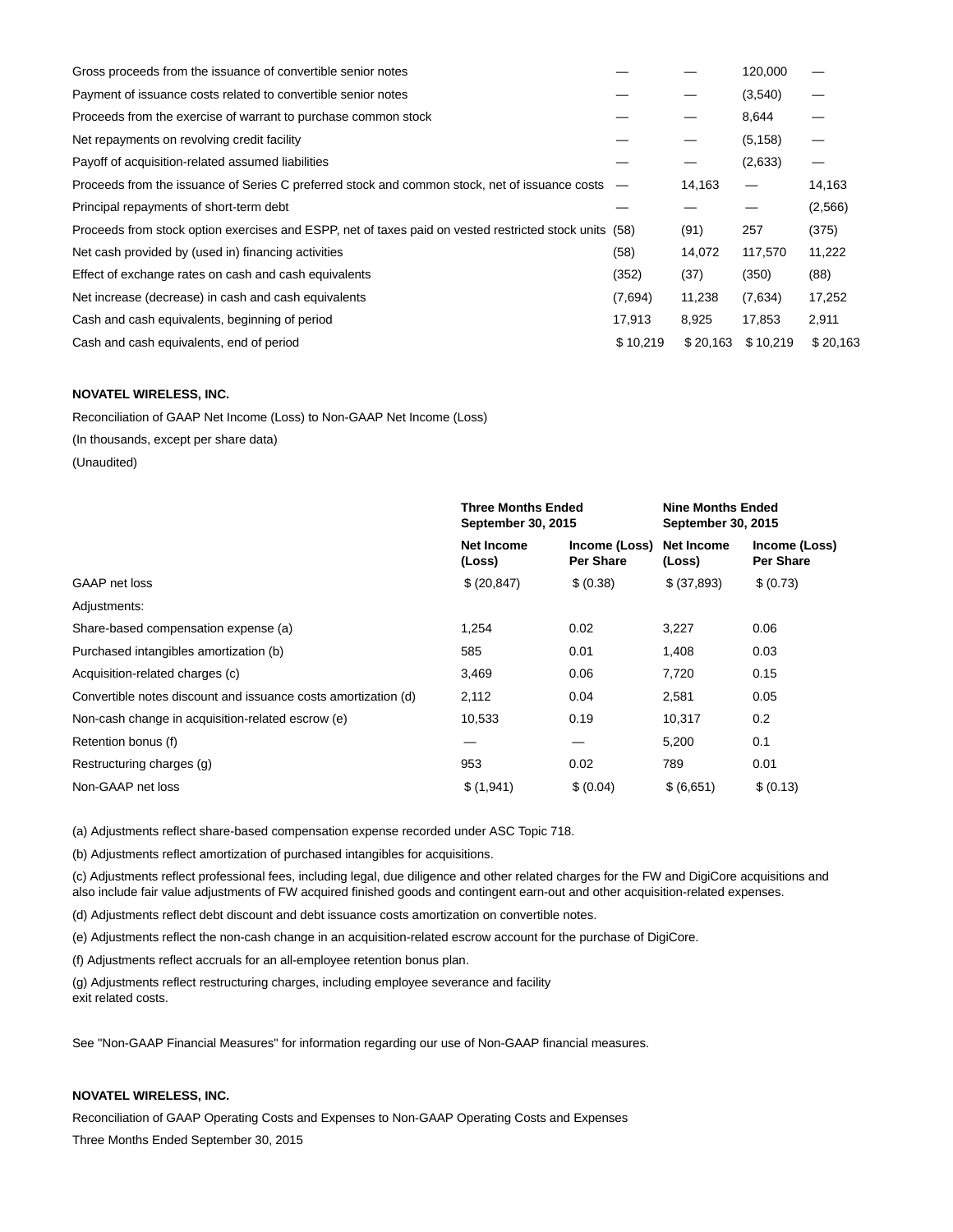| | | | | |
|---|---|---|---|---|
| Gross proceeds from the issuance of convertible senior notes | — | — | 120,000 | — |
| Payment of issuance costs related to convertible senior notes | — | — | (3,540) | — |
| Proceeds from the exercise of warrant to purchase common stock | — | — | 8,644 | — |
| Net repayments on revolving credit facility | — | — | (5,158) | — |
| Payoff of acquisition-related assumed liabilities | — | — | (2,633) | — |
| Proceeds from the issuance of Series C preferred stock and common stock, net of issuance costs | — | 14,163 | — | 14,163 |
| Principal repayments of short-term debt | — | — | — | (2,566) |
| Proceeds from stock option exercises and ESPP, net of taxes paid on vested restricted stock units | (58) | (91) | 257 | (375) |
| Net cash provided by (used in) financing activities | (58) | 14,072 | 117,570 | 11,222 |
| Effect of exchange rates on cash and cash equivalents | (352) | (37) | (350) | (88) |
| Net increase (decrease) in cash and cash equivalents | (7,694) | 11,238 | (7,634) | 17,252 |
| Cash and cash equivalents, beginning of period | 17,913 | 8,925 | 17,853 | 2,911 |
| Cash and cash equivalents, end of period | $ 10,219 | $ 20,163 | $ 10,219 | $ 20,163 |

**NOVATEL WIRELESS, INC.**

Reconciliation of GAAP Net Income (Loss) to Non-GAAP Net Income (Loss)

(In thousands, except per share data)

(Unaudited)

| | Three Months Ended September 30, 2015 | | Nine Months Ended September 30, 2015 | |
|---|---|---|---|---|
| | Net Income (Loss) | Income (Loss) Per Share | Net Income (Loss) | Income (Loss) Per Share |
| GAAP net loss | $ (20,847) | $ (0.38) | $ (37,893) | $ (0.73) |
| Adjustments: | | | | |
| Share-based compensation expense (a) | 1,254 | 0.02 | 3,227 | 0.06 |
| Purchased intangibles amortization (b) | 585 | 0.01 | 1,408 | 0.03 |
| Acquisition-related charges (c) | 3,469 | 0.06 | 7,720 | 0.15 |
| Convertible notes discount and issuance costs amortization (d) | 2,112 | 0.04 | 2,581 | 0.05 |
| Non-cash change in acquisition-related escrow (e) | 10,533 | 0.19 | 10,317 | 0.2 |
| Retention bonus (f) | — | — | 5,200 | 0.1 |
| Restructuring charges (g) | 953 | 0.02 | 789 | 0.01 |
| Non-GAAP net loss | $ (1,941) | $ (0.04) | $ (6,651) | $ (0.13) |

(a) Adjustments reflect share-based compensation expense recorded under ASC Topic 718.

(b) Adjustments reflect amortization of purchased intangibles for acquisitions.

(c) Adjustments reflect professional fees, including legal, due diligence and other related charges for the FW and DigiCore acquisitions and also include fair value adjustments of FW acquired finished goods and contingent earn-out and other acquisition-related expenses.

(d) Adjustments reflect debt discount and debt issuance costs amortization on convertible notes.

(e) Adjustments reflect the non-cash change in an acquisition-related escrow account for the purchase of DigiCore.

(f) Adjustments reflect accruals for an all-employee retention bonus plan.

(g) Adjustments reflect restructuring charges, including employee severance and facility exit related costs.

See "Non-GAAP Financial Measures" for information regarding our use of Non-GAAP financial measures.

**NOVATEL WIRELESS, INC.**

Reconciliation of GAAP Operating Costs and Expenses to Non-GAAP Operating Costs and Expenses

Three Months Ended September 30, 2015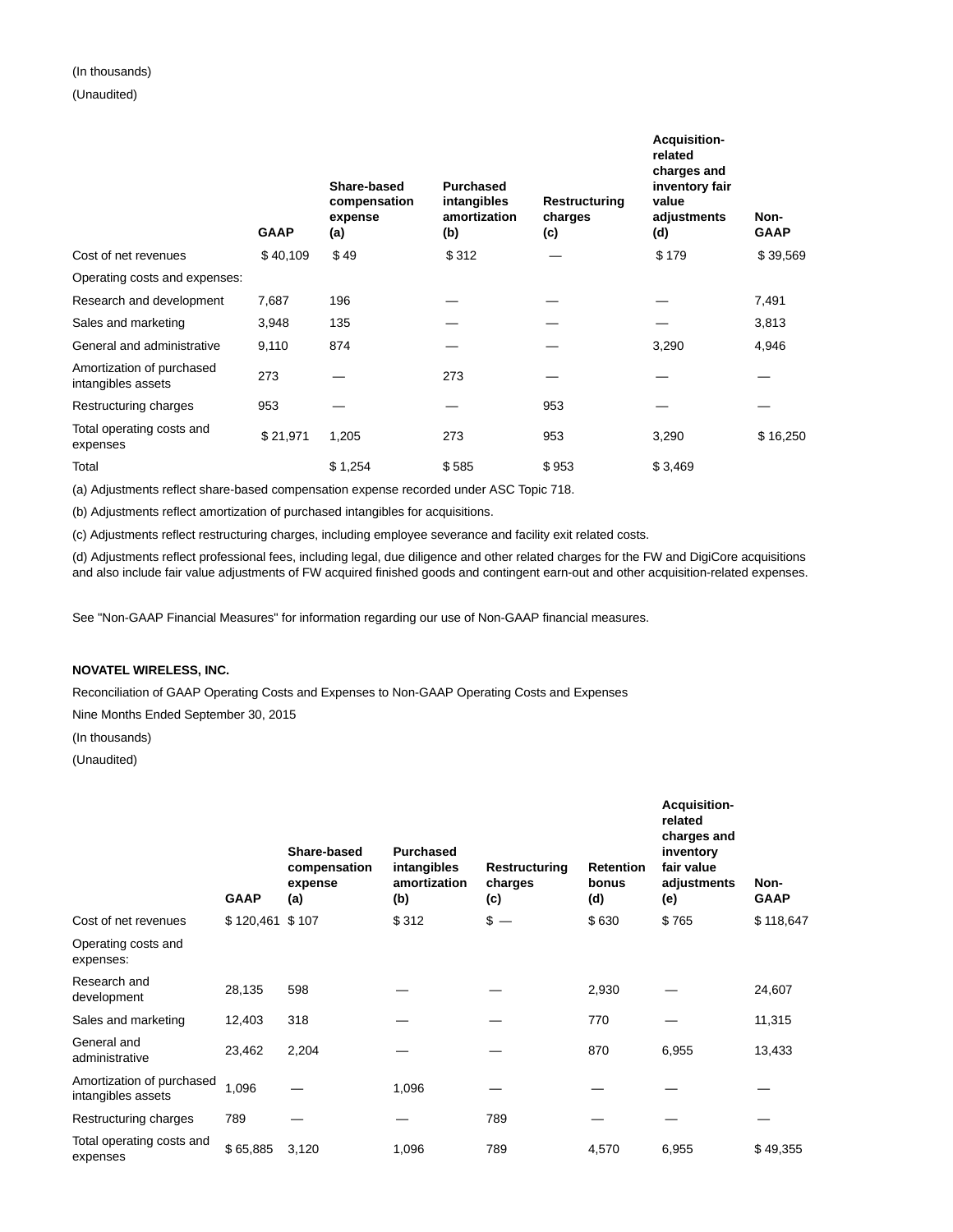(In thousands)

(Unaudited)

| | GAAP | Share-based compensation expense (a) | Purchased intangibles amortization (b) | Restructuring charges (c) | Acquisition-related charges and inventory fair value adjustments (d) | Non-GAAP |
|---|---|---|---|---|---|---|
| Cost of net revenues | $ 40,109 | $ 49 | $ 312 | — | $ 179 | $ 39,569 |
| Operating costs and expenses: | | | | | | |
| Research and development | 7,687 | 196 | — | — | — | 7,491 |
| Sales and marketing | 3,948 | 135 | — | — | — | 3,813 |
| General and administrative | 9,110 | 874 | — | — | 3,290 | 4,946 |
| Amortization of purchased intangibles assets | 273 | — | 273 | — | — | — |
| Restructuring charges | 953 | — | — | 953 | — | — |
| Total operating costs and expenses | $ 21,971 | 1,205 | 273 | 953 | 3,290 | $ 16,250 |
| Total | | $ 1,254 | $ 585 | $ 953 | $ 3,469 | |

(a) Adjustments reflect share-based compensation expense recorded under ASC Topic 718.

(b) Adjustments reflect amortization of purchased intangibles for acquisitions.

(c) Adjustments reflect restructuring charges, including employee severance and facility exit related costs.

(d) Adjustments reflect professional fees, including legal, due diligence and other related charges for the FW and DigiCore acquisitions and also include fair value adjustments of FW acquired finished goods and contingent earn-out and other acquisition-related expenses.

See "Non-GAAP Financial Measures" for information regarding our use of Non-GAAP financial measures.

**NOVATEL WIRELESS, INC.**

Reconciliation of GAAP Operating Costs and Expenses to Non-GAAP Operating Costs and Expenses

Nine Months Ended September 30, 2015

(In thousands)

(Unaudited)

| | GAAP | Share-based compensation expense (a) | Purchased intangibles amortization (b) | Restructuring charges (c) | Retention bonus (d) | Acquisition-related charges and inventory fair value adjustments (e) | Non-GAAP |
|---|---|---|---|---|---|---|---|
| Cost of net revenues | $ 120,461 | $ 107 | $ 312 | $ — | $ 630 | $ 765 | $ 118,647 |
| Operating costs and expenses: | | | | | | | |
| Research and development | 28,135 | 598 | — | — | 2,930 | — | 24,607 |
| Sales and marketing | 12,403 | 318 | — | — | 770 | — | 11,315 |
| General and administrative | 23,462 | 2,204 | — | — | 870 | 6,955 | 13,433 |
| Amortization of purchased intangibles assets | 1,096 | — | 1,096 | — | — | — | — |
| Restructuring charges | 789 | — | — | 789 | — | — | — |
| Total operating costs and expenses | $ 65,885 | 3,120 | 1,096 | 789 | 4,570 | 6,955 | $ 49,355 |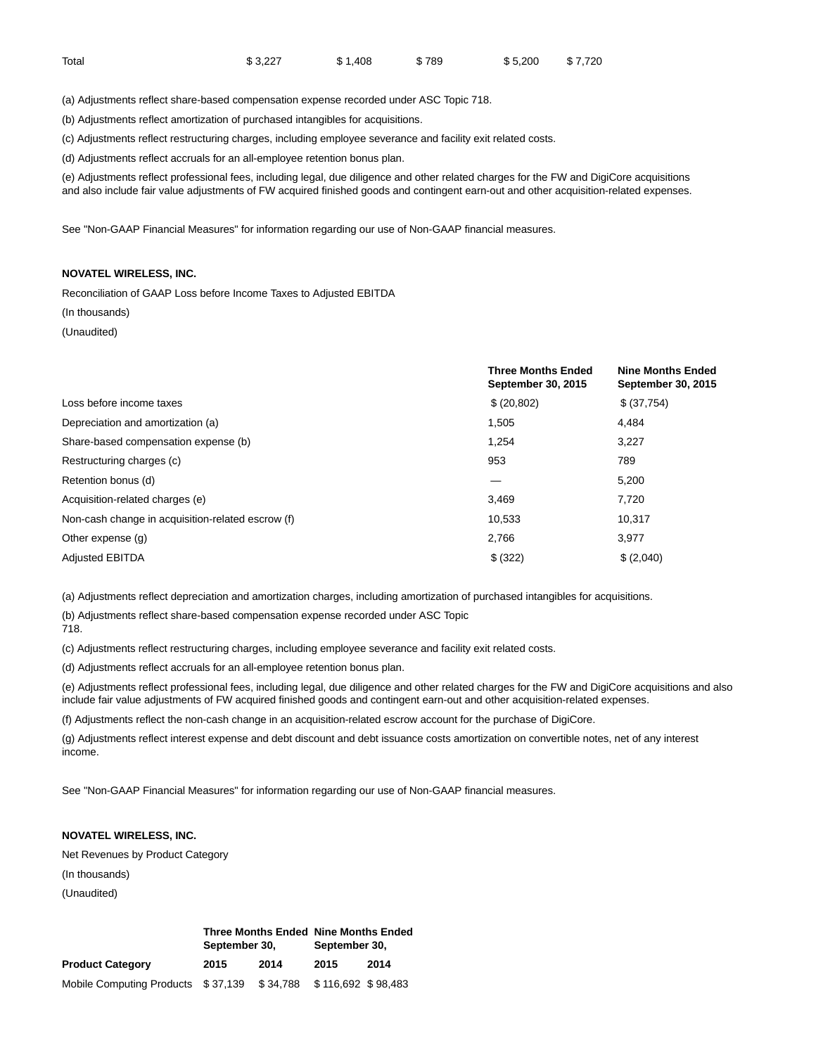| Total | $ 3,227 | $ 1,408 | $ 789 | $ 5,200 | $ 7,720 |
| --- | --- | --- | --- | --- | --- |

(a) Adjustments reflect share-based compensation expense recorded under ASC Topic 718.

(b) Adjustments reflect amortization of purchased intangibles for acquisitions.

(c) Adjustments reflect restructuring charges, including employee severance and facility exit related costs.

(d) Adjustments reflect accruals for an all-employee retention bonus plan.

(e) Adjustments reflect professional fees, including legal, due diligence and other related charges for the FW and DigiCore acquisitions and also include fair value adjustments of FW acquired finished goods and contingent earn-out and other acquisition-related expenses.

See "Non-GAAP Financial Measures" for information regarding our use of Non-GAAP financial measures.

**NOVATEL WIRELESS, INC.**

Reconciliation of GAAP Loss before Income Taxes to Adjusted EBITDA

(In thousands)

(Unaudited)

| | Three Months Ended September 30, 2015 | Nine Months Ended September 30, 2015 |
| --- | --- | --- |
| Loss before income taxes | $ (20,802) | $ (37,754) |
| Depreciation and amortization (a) | 1,505 | 4,484 |
| Share-based compensation expense (b) | 1,254 | 3,227 |
| Restructuring charges (c) | 953 | 789 |
| Retention bonus (d) | — | 5,200 |
| Acquisition-related charges (e) | 3,469 | 7,720 |
| Non-cash change in acquisition-related escrow (f) | 10,533 | 10,317 |
| Other expense (g) | 2,766 | 3,977 |
| Adjusted EBITDA | $ (322) | $ (2,040) |

(a) Adjustments reflect depreciation and amortization charges, including amortization of purchased intangibles for acquisitions.

(b) Adjustments reflect share-based compensation expense recorded under ASC Topic 718.

(c) Adjustments reflect restructuring charges, including employee severance and facility exit related costs.

(d) Adjustments reflect accruals for an all-employee retention bonus plan.

(e) Adjustments reflect professional fees, including legal, due diligence and other related charges for the FW and DigiCore acquisitions and also include fair value adjustments of FW acquired finished goods and contingent earn-out and other acquisition-related expenses.

(f) Adjustments reflect the non-cash change in an acquisition-related escrow account for the purchase of DigiCore.

(g) Adjustments reflect interest expense and debt discount and debt issuance costs amortization on convertible notes, net of any interest income.

See "Non-GAAP Financial Measures" for information regarding our use of Non-GAAP financial measures.

**NOVATEL WIRELESS, INC.**

Net Revenues by Product Category

(In thousands)

(Unaudited)

| | Three Months Ended September 30, | | Nine Months Ended September 30, | |
| --- | --- | --- | --- | --- |
| **Product Category** | **2015** | **2014** | **2015** | **2014** |
| Mobile Computing Products | $ 37,139 | $ 34,788 | $ 116,692 | $ 98,483 |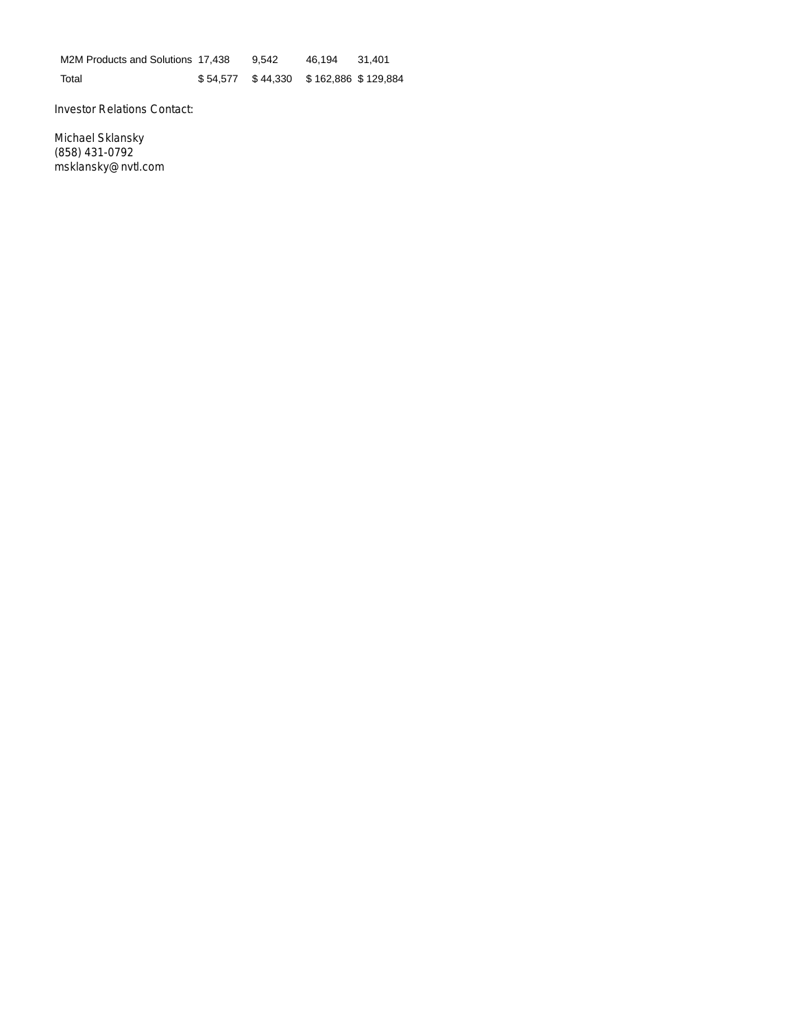| | | | | |
|---|---|---|---|---|
| M2M Products and Solutions | 17,438 | 9,542 | 46,194 | 31,401 |
| Total | $ 54,577 | $ 44,330 | $ 162,886 | $ 129,884 |

Investor Relations Contact:

Michael Sklansky
(858) 431-0792
msklansky@nvtl.com